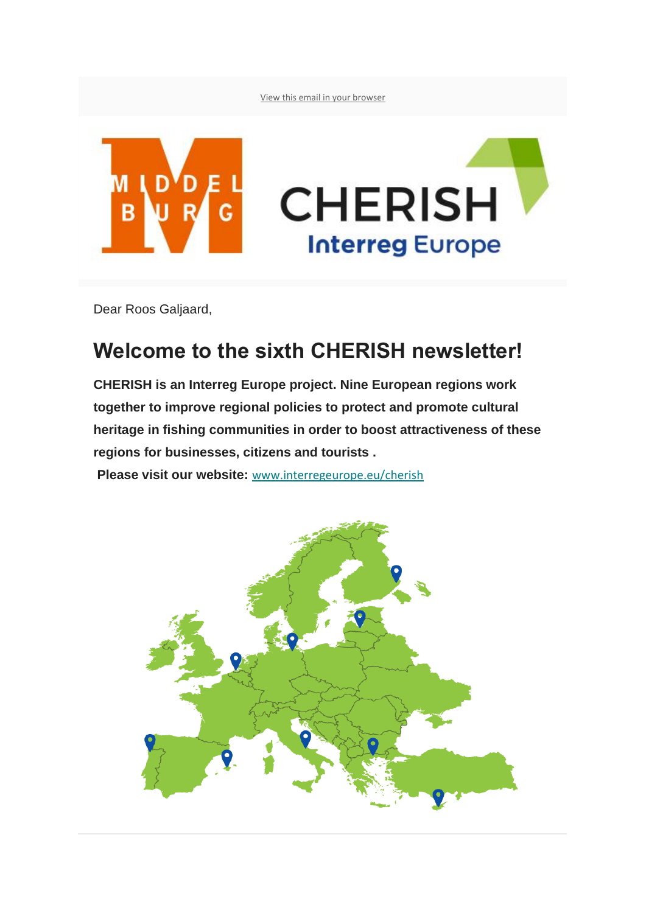View this email in your browser

Dear Roos Galjaard,

# Welcome to the sixth CHERISH newsletter!

**CHERISH is an Interreg Europe project. Nine European regions work together to improve regional policies to protect and promote cultural heritage in fishing communities in order to boost attractiveness of these regions for businesses, citizens and tourists .**

**Please visit our website:** [www.interregeurope.eu/cherish](www.interregeurope.eu/cherish)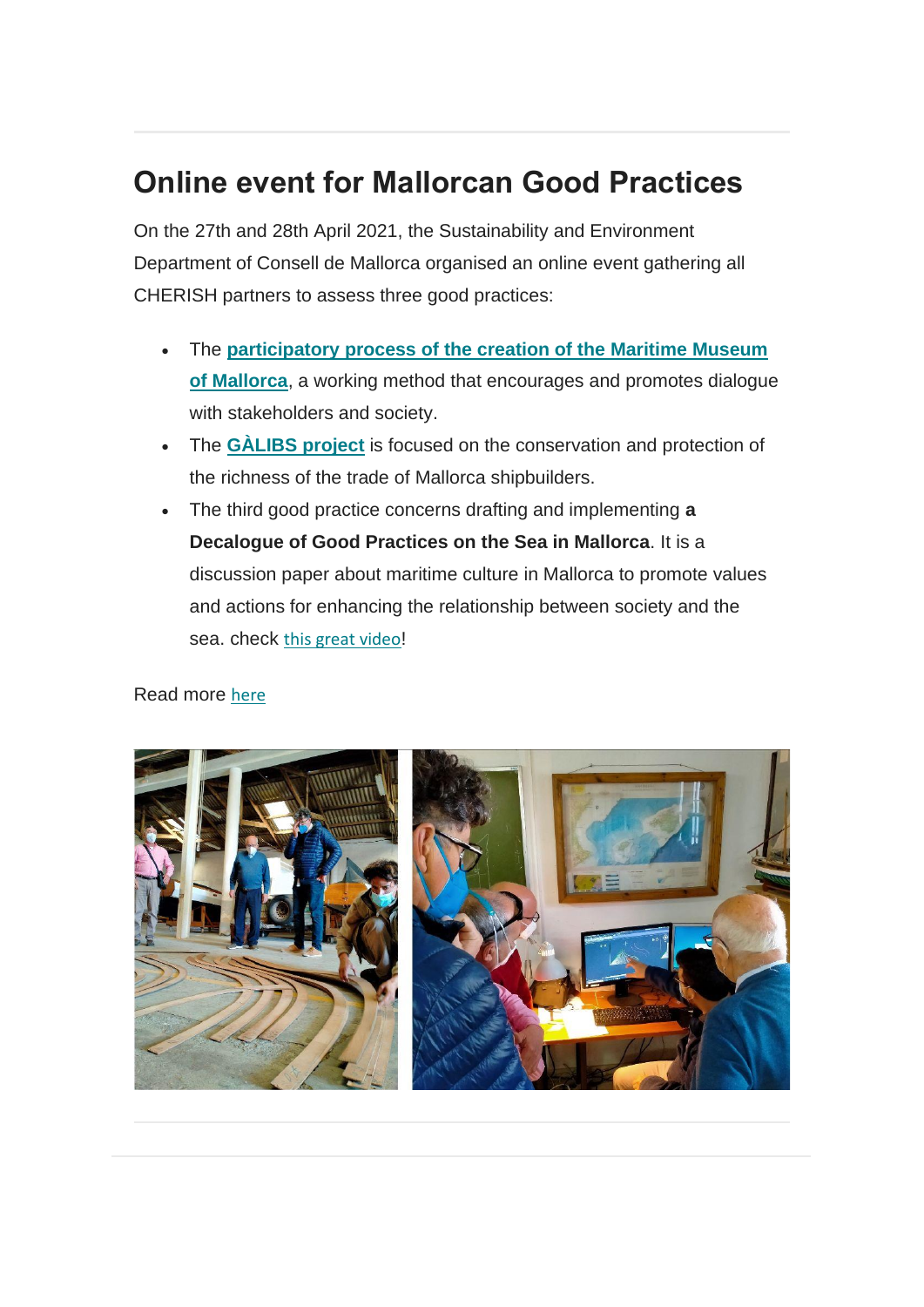# Online event for Mallorcan Good Practices

On the 27th and 28th April 2021, the Sustainability and Environment Department of Consell de Mallorca organised an online event gathering all CHERISH partners to assess three good practices:

- The **participatory process of the creation of the Maritime Museum of Mallorca**, a working method that encourages and promotes dialogue with stakeholders and society.
- The **GÀLIBS project** is focused on the conservation and protection of the richness of the trade of Mallorca shipbuilders.
- The third good practice concerns drafting and implementing **a Decalogue of Good Practices on the Sea in Mallorca**. It is a discussion paper about maritime culture in Mallorca to promote values and actions for enhancing the relationship between society and the sea. check this great video!

Read more here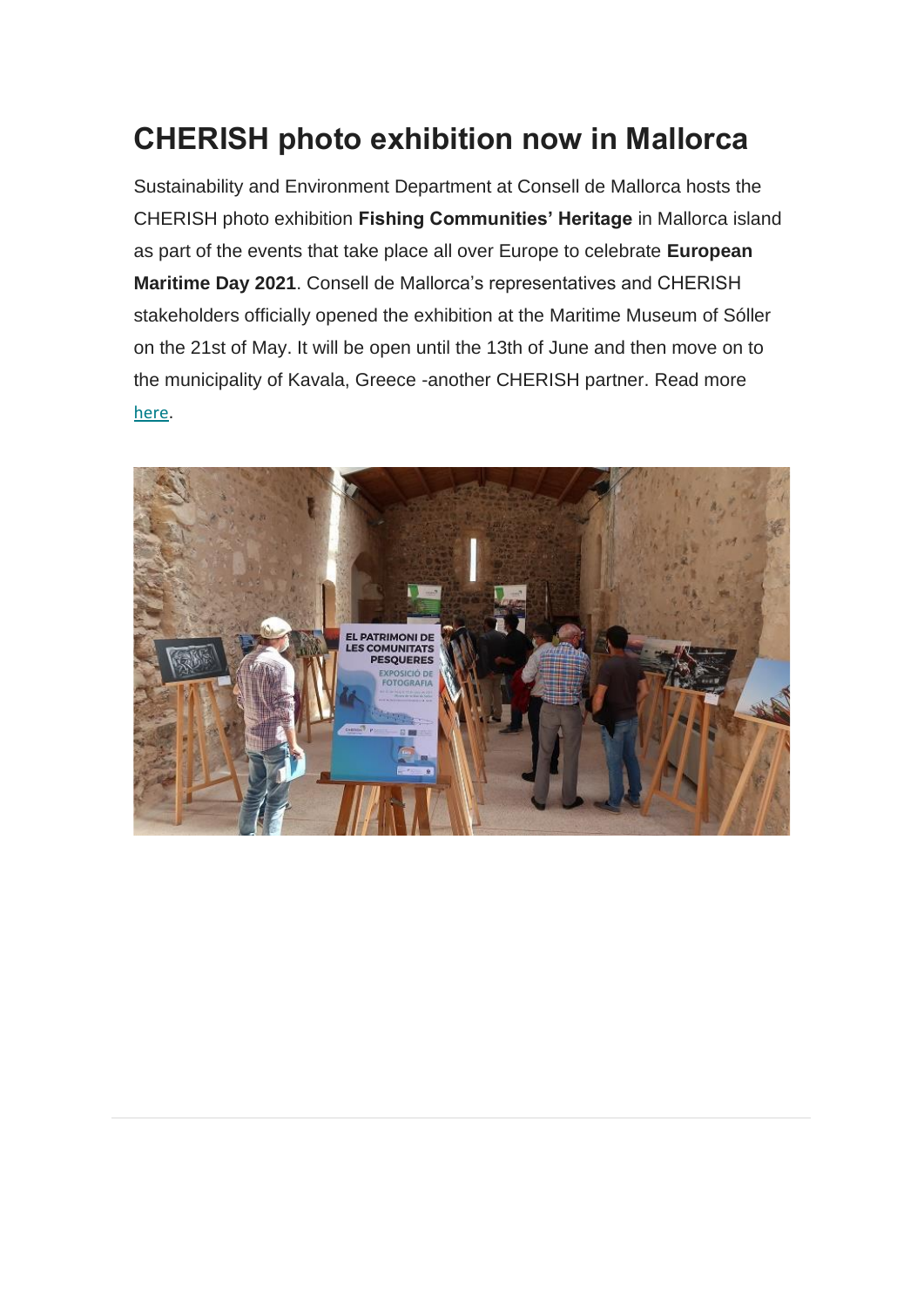# CHERISH photo exhibition now in Mallorca

Sustainability and Environment Department at Consell de Mallorca hosts the CHERISH photo exhibition **Fishing Communities' Heritage** in Mallorca island as part of the events that take place all over Europe to celebrate **European Maritime Day 2021**. Consell de Mallorca's representatives and CHERISH stakeholders officially opened the exhibition at the Maritime Museum of Sóller on the 21st of May. It will be open until the 13th of June and then move on to the municipality of Kavala, Greece -another CHERISH partner. Read more here.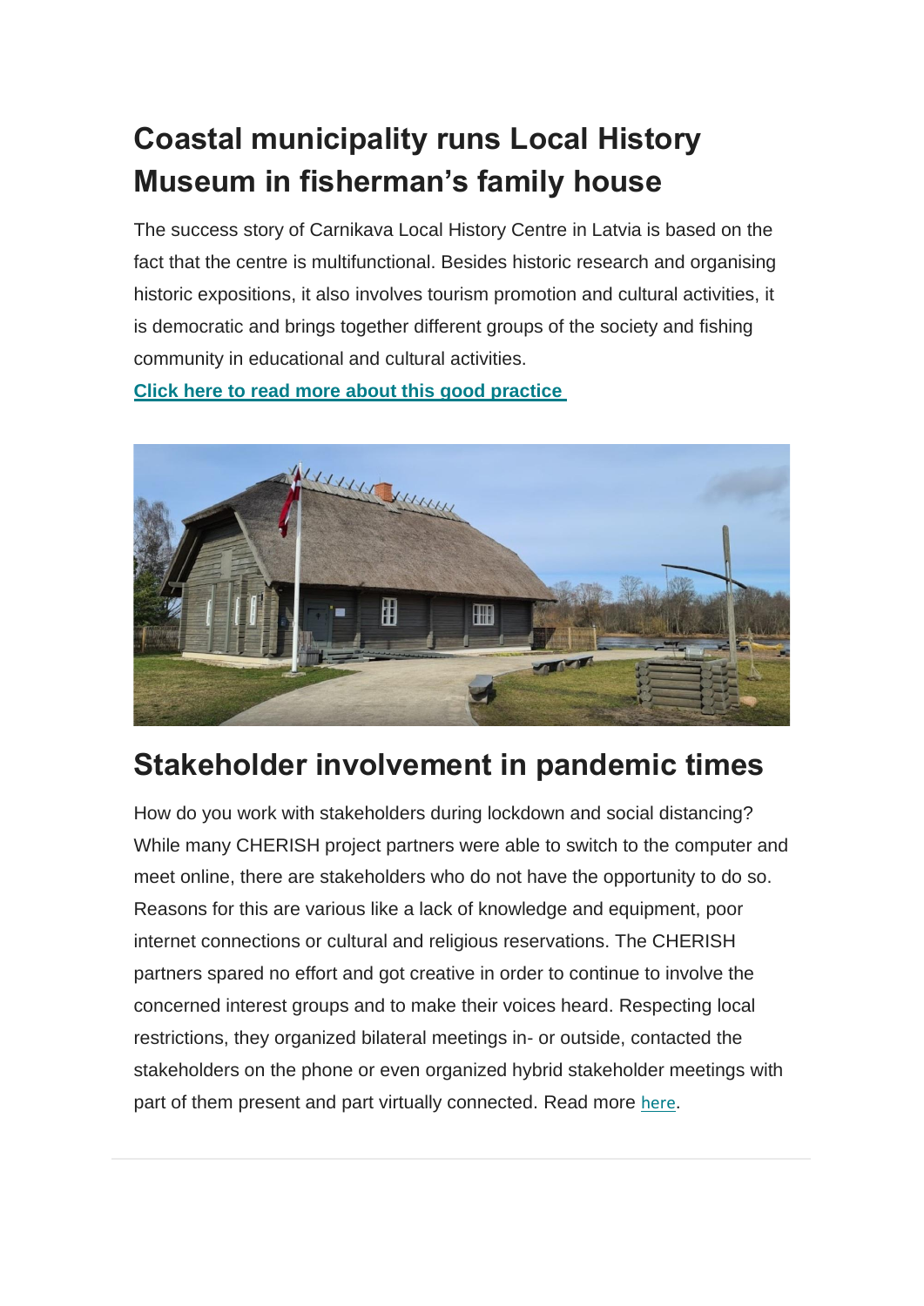# Coastal municipality runs Local History Museum in fisherman's family house

The success story of Carnikava Local History Centre in Latvia is based on the fact that the centre is multifunctional. Besides historic research and organising historic expositions, it also involves tourism promotion and cultural activities, it is democratic and brings together different groups of the society and fishing community in educational and cultural activities.

**Click here to read more about this good practice**

# Stakeholder involvement in pandemic times

How do you work with stakeholders during lockdown and social distancing? While many CHERISH project partners were able to switch to the computer and meet online, there are stakeholders who do not have the opportunity to do so. Reasons for this are various like a lack of knowledge and equipment, poor internet connections or cultural and religious reservations. The CHERISH partners spared no effort and got creative in order to continue to involve the concerned interest groups and to make their voices heard. Respecting local restrictions, they organized bilateral meetings in- or outside, contacted the stakeholders on the phone or even organized hybrid stakeholder meetings with part of them present and part virtually connected. Read more here.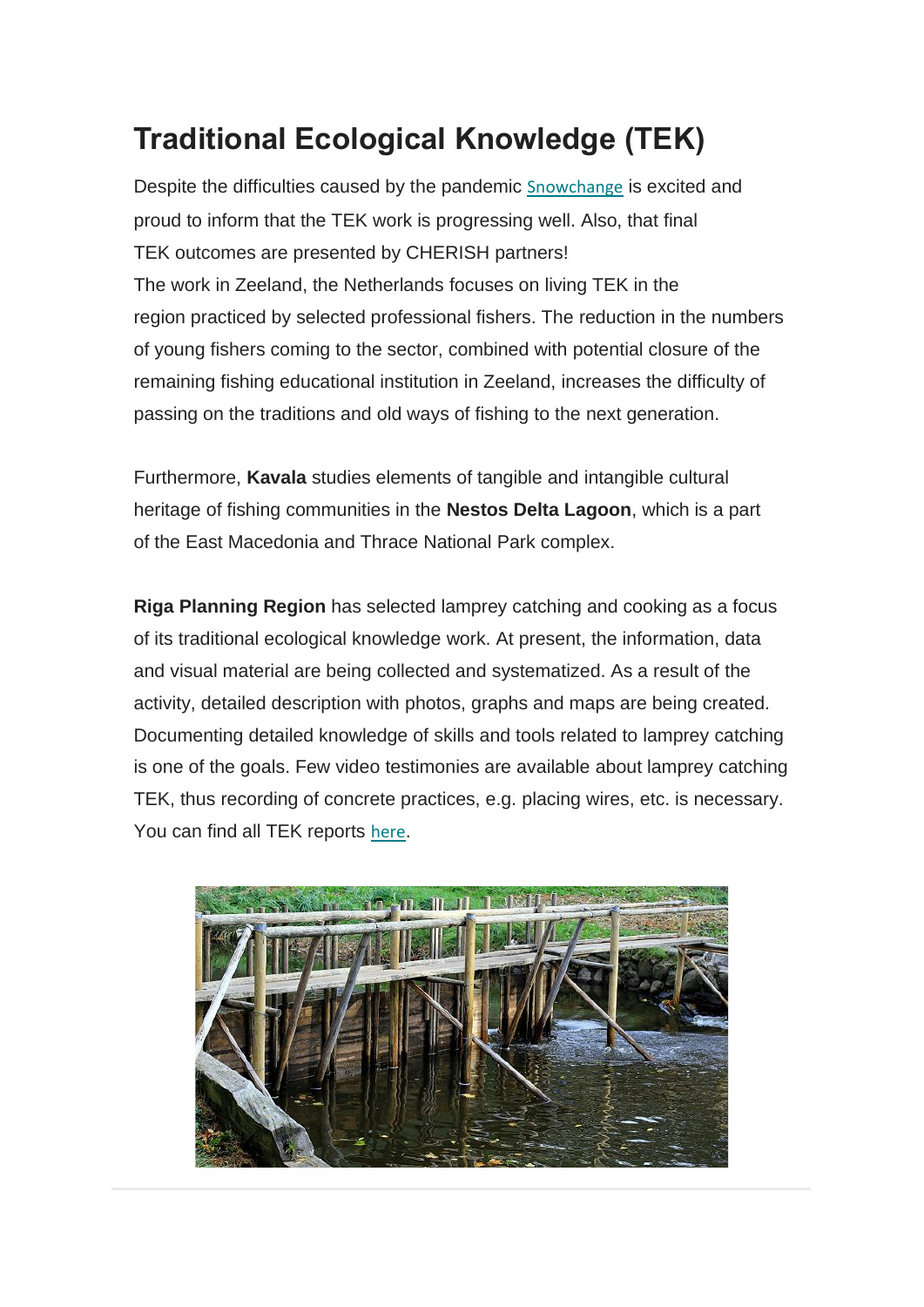# Traditional Ecological Knowledge (TEK)

Despite the difficulties caused by the pandemic Snowchange is excited and proud to inform that the TEK work is progressing well. Also, that final TEK outcomes are presented by CHERISH partners!
The work in Zeeland, the Netherlands focuses on living TEK in the region practiced by selected professional fishers. The reduction in the numbers of young fishers coming to the sector, combined with potential closure of the remaining fishing educational institution in Zeeland, increases the difficulty of passing on the traditions and old ways of fishing to the next generation.

Furthermore, **Kavala** studies elements of tangible and intangible cultural heritage of fishing communities in the **Nestos Delta Lagoon**, which is a part of the East Macedonia and Thrace National Park complex.

**Riga Planning Region** has selected lamprey catching and cooking as a focus of its traditional ecological knowledge work. At present, the information, data and visual material are being collected and systematized. As a result of the activity, detailed description with photos, graphs and maps are being created. Documenting detailed knowledge of skills and tools related to lamprey catching is one of the goals. Few video testimonies are available about lamprey catching TEK, thus recording of concrete practices, e.g. placing wires, etc. is necessary. You can find all TEK reports here.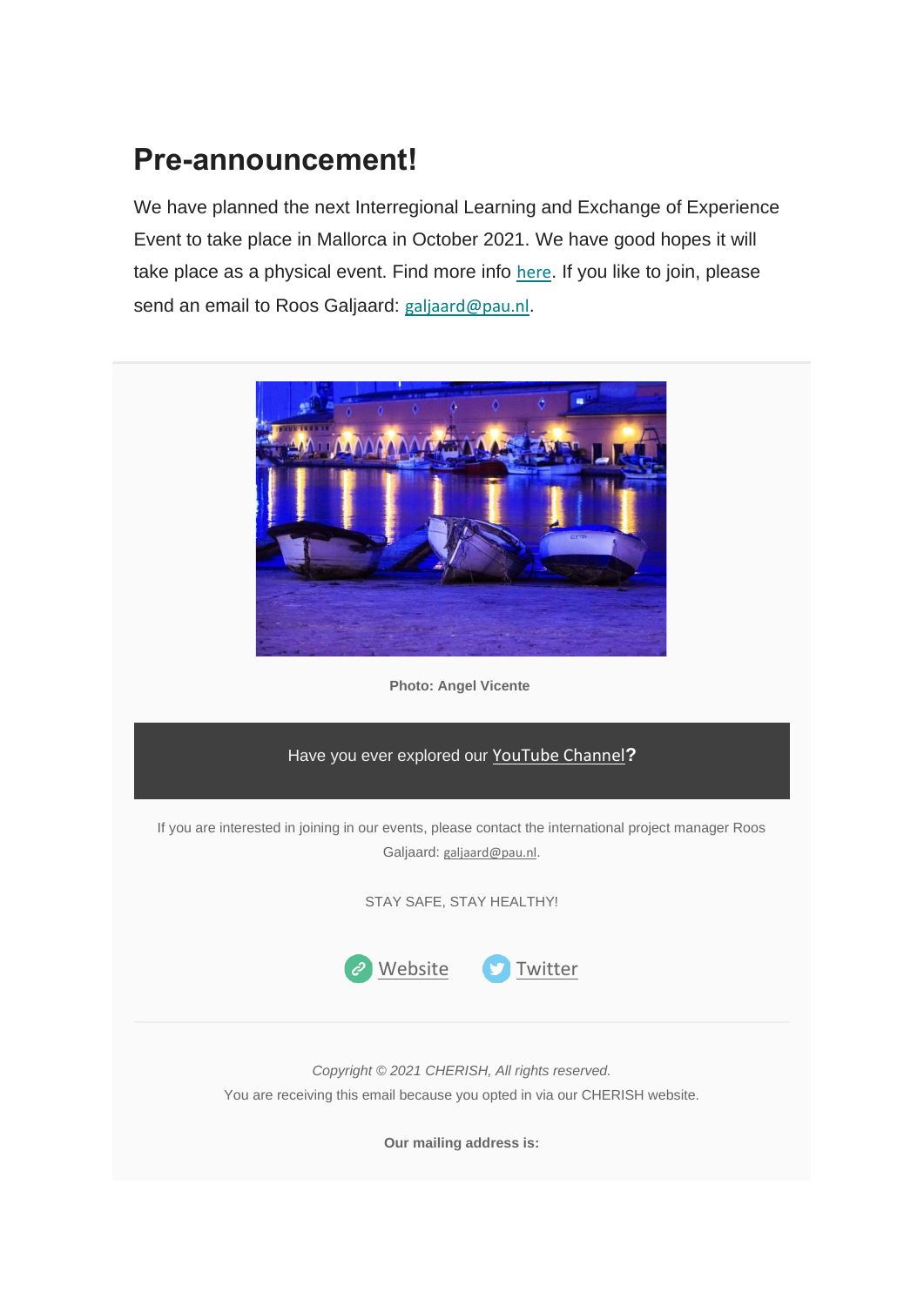# Pre-announcement!

We have planned the next Interregional Learning and Exchange of Experience Event to take place in Mallorca in October 2021. We have good hopes it will take place as a physical event. Find more info here. If you like to join, please send an email to Roos Galjaard: galjaard@pau.nl.

**Photo: Angel Vicente**

Have you ever explored our YouTube Channel**?**

If you are interested in joining in our events, please contact the international project manager Roos Galjaard: galjaard@pau.nl.

STAY SAFE, STAY HEALTHY!

Website Twitter

*Copyright © 2021 CHERISH, All rights reserved.*
You are receiving this email because you opted in via our CHERISH website.

**Our mailing address is:**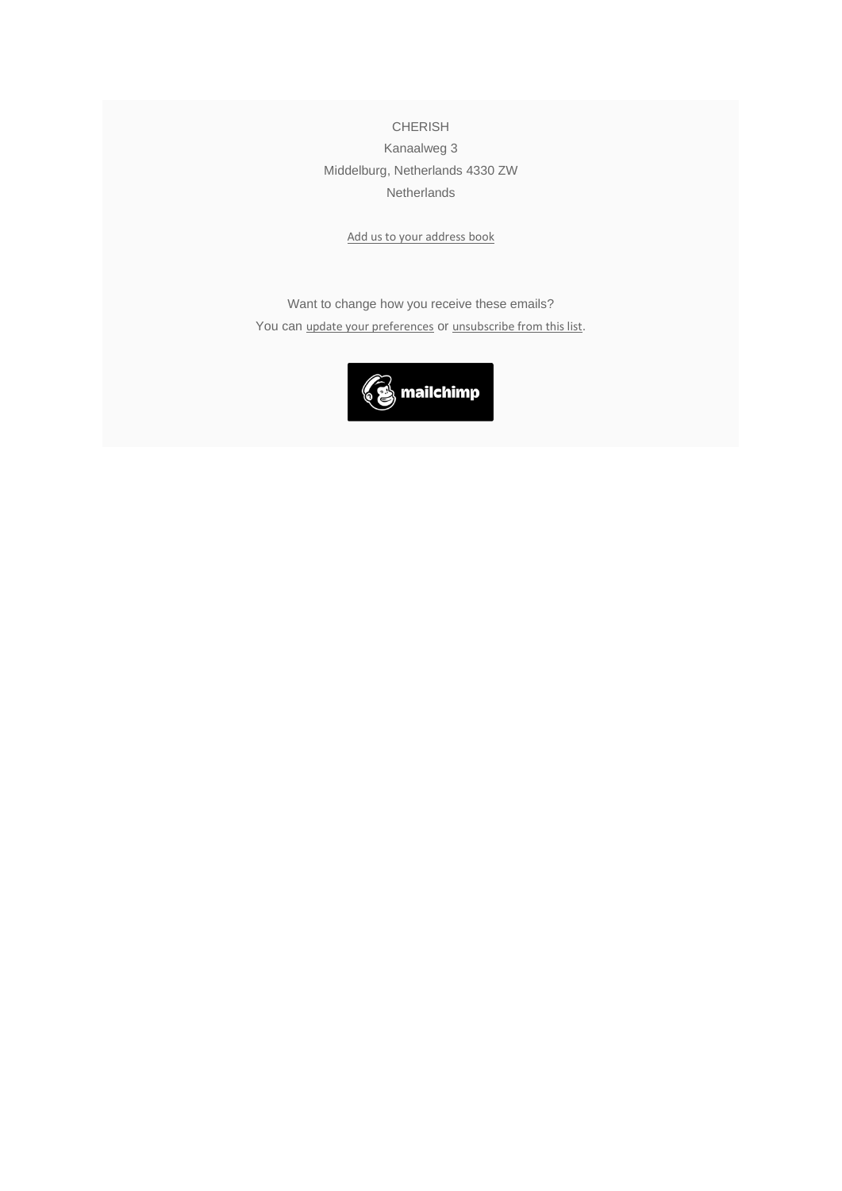CHERISH
Kanaalweg 3
Middelburg, Netherlands 4330 ZW
Netherlands

Add us to your address book

Want to change how you receive these emails?
You can update your preferences or unsubscribe from this list.

mailchimp